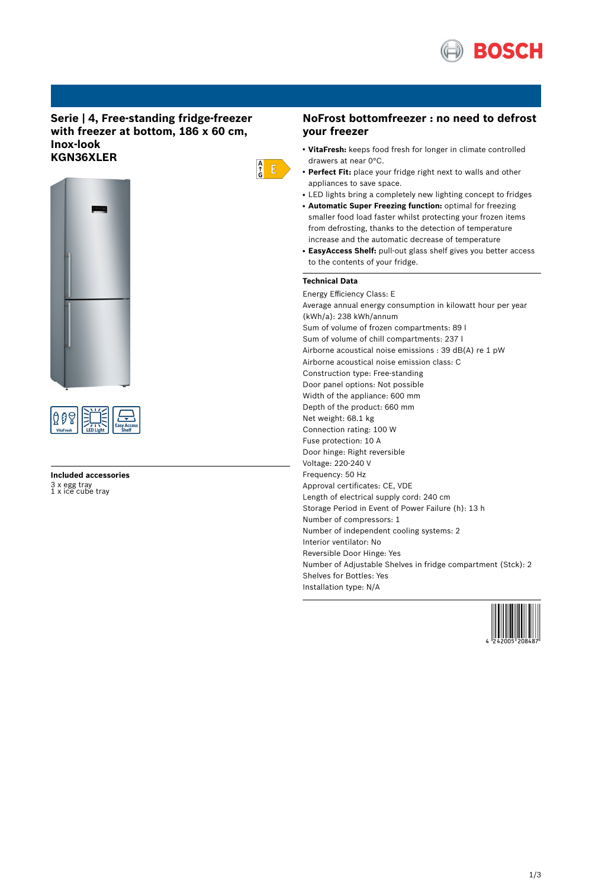# Serie | 4, Free-standing fridge-freezer with freezer at bottom, 186 x 60 cm, Inox-look
## KGN36XLER

### Included accessories

3 x egg tray
1 x ice cube tray

## NoFrost bottomfreezer : no need to defrost your freezer

- **VitaFresh:** keeps food fresh for longer in climate controlled drawers at near 0°C.
- **Perfect Fit:** place your fridge right next to walls and other appliances to save space.
- LED lights bring a completely new lighting concept to fridges
- **Automatic Super Freezing function:** optimal for freezing smaller food load faster whilst protecting your frozen items from defrosting, thanks to the detection of temperature increase and the automatic decrease of temperature
- **EasyAccess Shelf:** pull-out glass shelf gives you better access to the contents of your fridge.

### Technical Data

Energy Efficiency Class: E
Average annual energy consumption in kilowatt hour per year (kWh/a): 238 kWh/annum
Sum of volume of frozen compartments: 89 l
Sum of volume of chill compartments: 237 l
Airborne acoustical noise emissions : 39 dB(A) re 1 pW
Airborne acoustical noise emission class: C
Construction type: Free-standing
Door panel options: Not possible
Width of the appliance: 600 mm
Depth of the product: 660 mm
Net weight: 68.1 kg
Connection rating: 100 W
Fuse protection: 10 A
Door hinge: Right reversible
Voltage: 220-240 V
Frequency: 50 Hz
Approval certificates: CE, VDE
Length of electrical supply cord: 240 cm
Storage Period in Event of Power Failure (h): 13 h
Number of compressors: 1
Number of independent cooling systems: 2
Interior ventilator: No
Reversible Door Hinge: Yes
Number of Adjustable Shelves in fridge compartment (Stck): 2
Shelves for Bottles: Yes
Installation type: N/A

4 242005 208487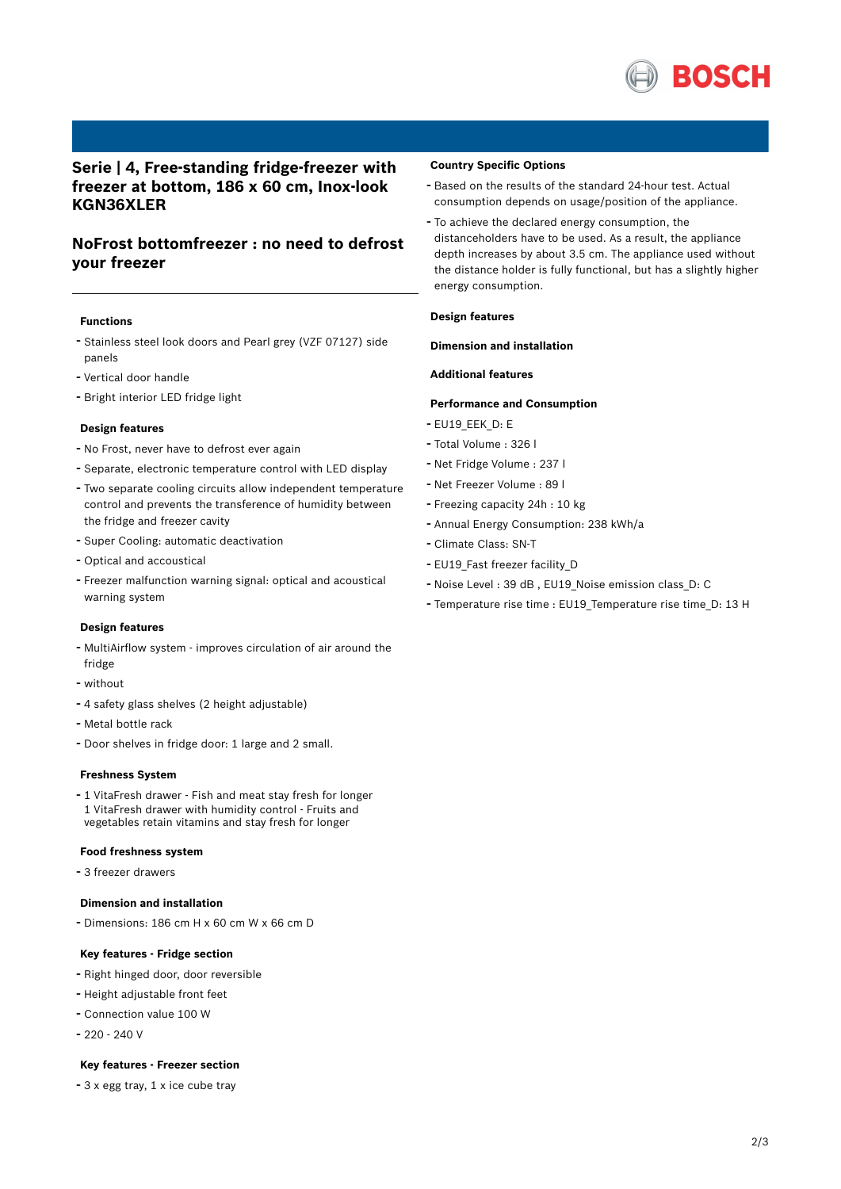# Serie | 4, Free-standing fridge-freezer with freezer at bottom, 186 x 60 cm, Inox-look KGN36XLER

## NoFrost bottomfreezer : no need to defrost your freezer

### Functions

- Stainless steel look doors and Pearl grey (VZF 07127) side panels
- Vertical door handle
- Bright interior LED fridge light

### Design features

- No Frost, never have to defrost ever again
- Separate, electronic temperature control with LED display
- Two separate cooling circuits allow independent temperature control and prevents the transference of humidity between the fridge and freezer cavity
- Super Cooling: automatic deactivation
- Optical and accoustical
- Freezer malfunction warning signal: optical and acoustical warning system

### Design features

- MultiAirflow system - improves circulation of air around the fridge
- without
- 4 safety glass shelves (2 height adjustable)
- Metal bottle rack
- Door shelves in fridge door: 1 large and 2 small.

### Freshness System

- 1 VitaFresh drawer - Fish and meat stay fresh for longer
  1 VitaFresh drawer with humidity control - Fruits and vegetables retain vitamins and stay fresh for longer

### Food freshness system

- 3 freezer drawers

### Dimension and installation

- Dimensions: 186 cm H x 60 cm W x 66 cm D

### Key features - Fridge section

- Right hinged door, door reversible
- Height adjustable front feet
- Connection value 100 W
- 220 - 240 V

### Key features - Freezer section

- 3 x egg tray, 1 x ice cube tray

### Country Specific Options

- Based on the results of the standard 24-hour test. Actual consumption depends on usage/position of the appliance.
- To achieve the declared energy consumption, the distanceholders have to be used. As a result, the appliance depth increases by about 3.5 cm. The appliance used without the distance holder is fully functional, but has a slightly higher energy consumption.

### Design features

### Dimension and installation

### Additional features

### Performance and Consumption

- EU19_EEK_D: E
- Total Volume : 326 l
- Net Fridge Volume : 237 l
- Net Freezer Volume : 89 l
- Freezing capacity 24h : 10 kg
- Annual Energy Consumption: 238 kWh/a
- Climate Class: SN-T
- EU19_Fast freezer facility_D
- Noise Level : 39 dB , EU19_Noise emission class_D: C
- Temperature rise time : EU19_Temperature rise time_D: 13 H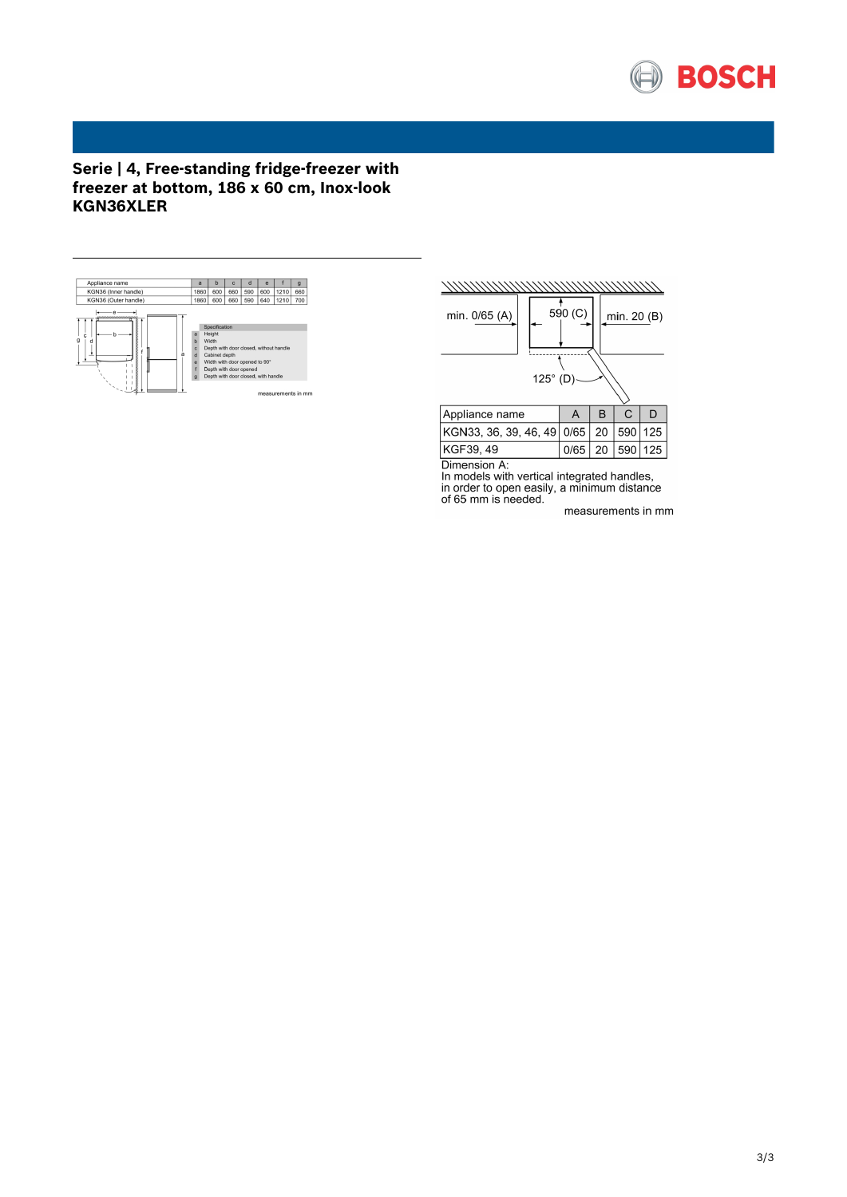## Serie | 4, Free-standing fridge-freezer with freezer at bottom, 186 x 60 cm, Inox-look KGN36XLER

| Appliance name | a | b | c | d | e | f | g |
|---|---|---|---|---|---|---|---|
| KGN36 (Inner handle) | 1860 | 600 | 660 | 590 | 600 | 1210 | 660 |
| KGN36 (Outer handle) | 1860 | 600 | 660 | 590 | 640 | 1210 | 700 |

| | Specification |
|---|---|
| a | Height |
| b | Width |
| c | Depth with door closed, without handle |
| d | Cabinet depth |
| e | Width with door opened to 90° |
| f | Depth with door opened |
| g | Depth with door closed, with handle |

measurements in mm

min. 0/65 (A)

590 (C)

min. 20 (B)

125° (D)

| Appliance name | A | B | C | D |
|---|---|---|---|---|
| KGN33, 36, 39, 46, 49 | 0/65 | 20 | 590 | 125 |
| KGF39, 49 | 0/65 | 20 | 590 | 125 |

Dimension A:
In models with vertical integrated handles, in order to open easily, a minimum distance of 65 mm is needed.

measurements in mm